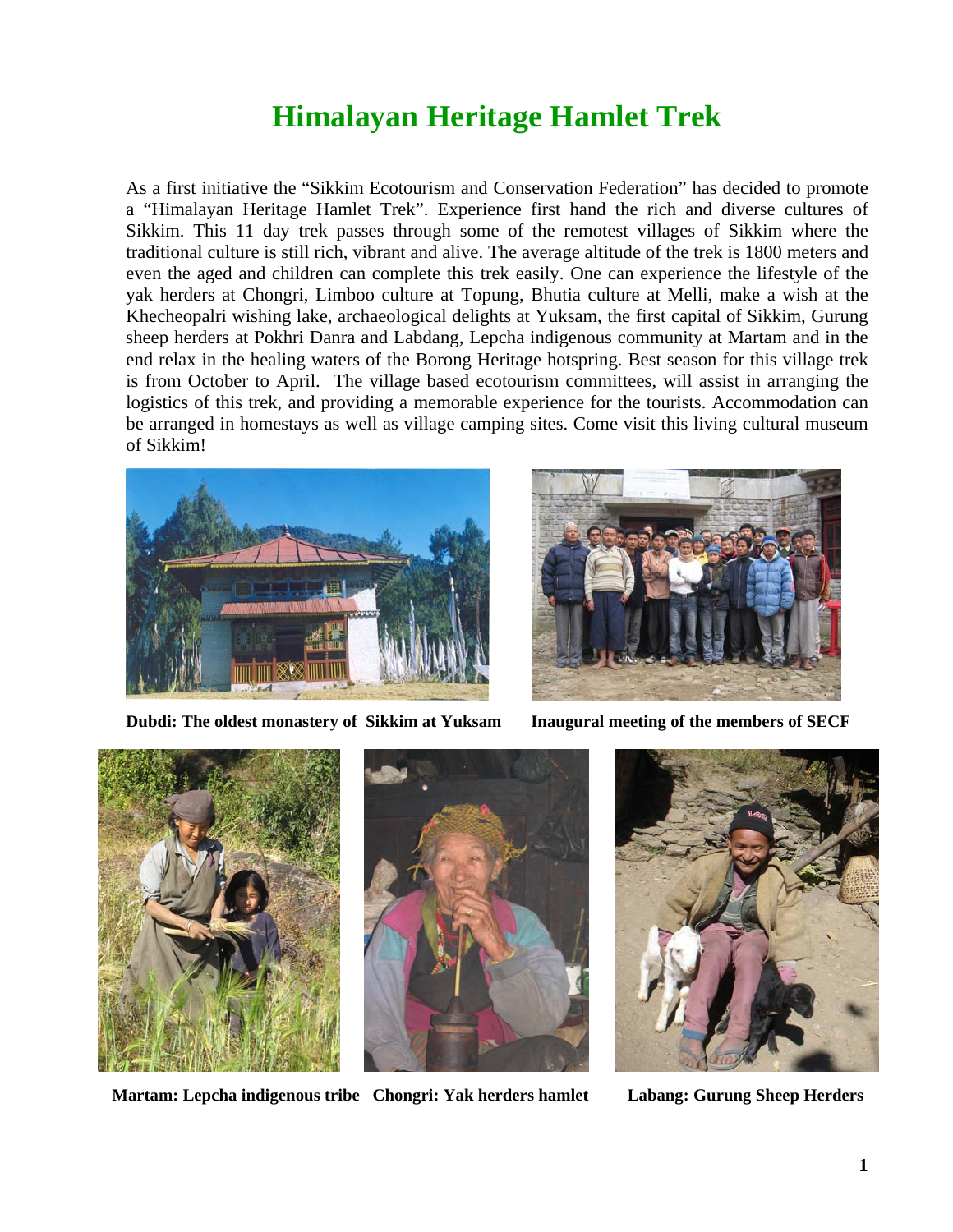# Himalayan Heritage Hamlet Trek

As a first initiative the "Sikkim Ecotourism and Conservation Federation" has decided to promote a "Himalayan Heritage Hamlet Trek". Experience first hand the rich and diverse cultures of Sikkim. This 11 day trek passes through some of the remotest villages of Sikkim where the traditional culture is still rich, vibrant and alive. The average altitude of the trek is 1800 meters and even the aged and children can complete this trek easily. One can experience the lifestyle of the yak herders at Chongri, Limboo culture at Topung, Bhutia culture at Melli, make a wish at the Khecheopalri wishing lake, archaeological delights at Yuksam, the first capital of Sikkim, Gurung sheep herders at Pokhri Danra and Labdang, Lepcha indigenous community at Martam and in the end relax in the healing waters of the Borong Heritage hotspring. Best season for this village trek is from October to April. The village based ecotourism committees, will assist in arranging the logistics of this trek, and providing a memorable experience for the tourists. Accommodation can be arranged in homestays as well as village camping sites. Come visit this living cultural museum of Sikkim!

**Dubdi: The oldest monastery of Sikkim at Yuksam**

**Inaugural meeting of the members of SECF**

**Martam: Lepcha indigenous tribe**

**Chongri: Yak herders hamlet**

**Labang: Gurung Sheep Herders**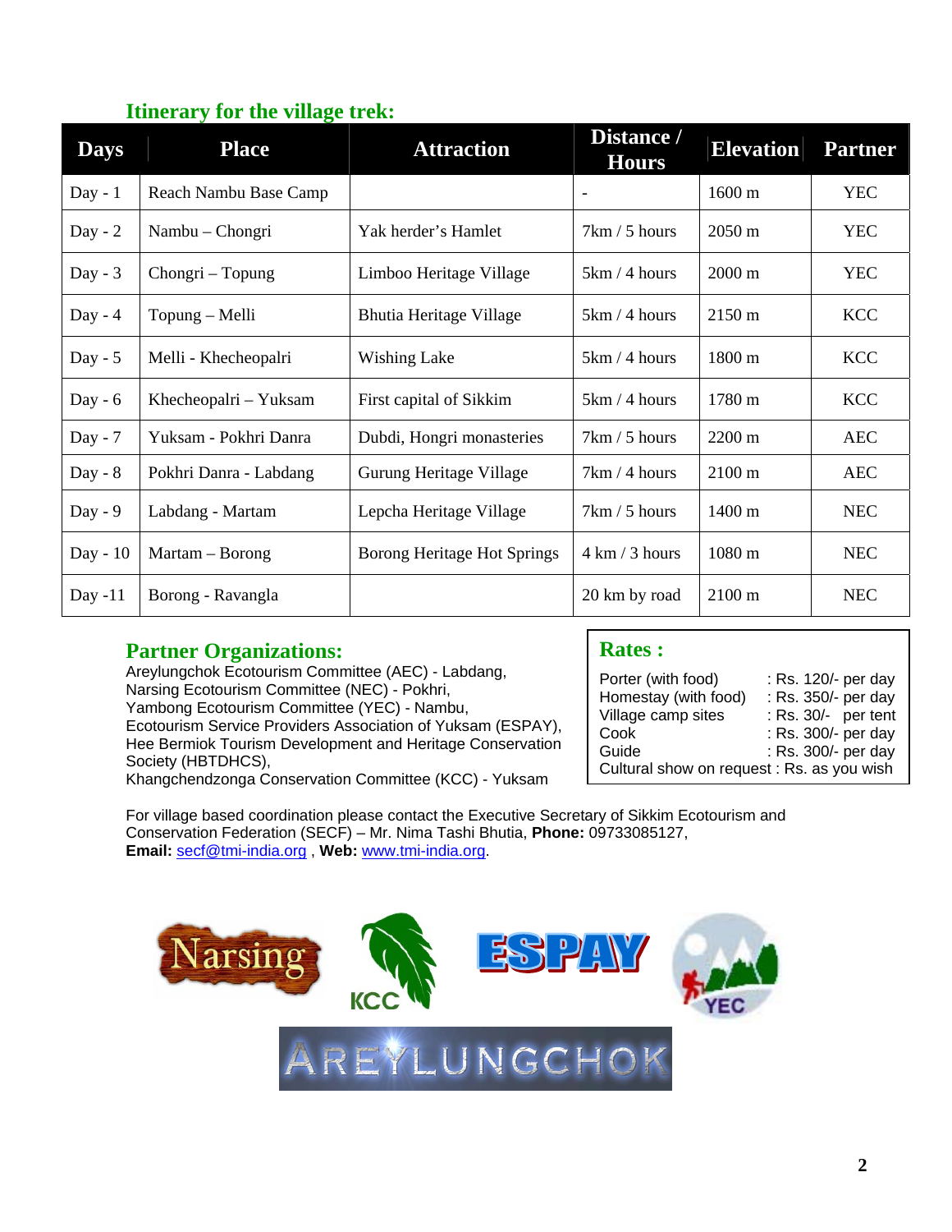## Itinerary for the village trek:

| Days | Place | Attraction | Distance / Hours | Elevation | Partner |
|---|---|---|---|---|---|
| Day - 1 | Reach Nambu Base Camp | | - | 1600 m | YEC |
| Day - 2 | Nambu – Chongri | Yak herder's Hamlet | 7km / 5 hours | 2050 m | YEC |
| Day - 3 | Chongri – Topung | Limboo Heritage Village | 5km / 4 hours | 2000 m | YEC |
| Day - 4 | Topung – Melli | Bhutia Heritage Village | 5km / 4 hours | 2150 m | KCC |
| Day - 5 | Melli - Khecheopalri | Wishing Lake | 5km / 4 hours | 1800 m | KCC |
| Day - 6 | Khecheopalri – Yuksam | First capital of Sikkim | 5km / 4 hours | 1780 m | KCC |
| Day - 7 | Yuksam - Pokhri Danra | Dubdi, Hongri monasteries | 7km / 5 hours | 2200 m | AEC |
| Day - 8 | Pokhri Danra - Labdang | Gurung Heritage Village | 7km / 4 hours | 2100 m | AEC |
| Day - 9 | Labdang - Martam | Lepcha Heritage Village | 7km / 5 hours | 1400 m | NEC |
| Day - 10 | Martam – Borong | Borong Heritage Hot Springs | 4 km / 3 hours | 1080 m | NEC |
| Day -11 | Borong - Ravangla | | 20 km by road | 2100 m | NEC |

## Partner Organizations:

Areylungchok Ecotourism Committee (AEC) - Labdang,
Narsing Ecotourism Committee (NEC) - Pokhri,
Yambong Ecotourism Committee (YEC) - Nambu,
Ecotourism Service Providers Association of Yuksam (ESPAY),
Hee Bermiok Tourism Development and Heritage Conservation Society (HBTDHCS),
Khangchendzonga Conservation Committee (KCC) - Yuksam

## Rates :

| | |
|---|---|
| Porter (with food) | : Rs. 120/- per day |
| Homestay (with food) | : Rs. 350/- per day |
| Village camp sites | : Rs. 30/- per tent |
| Cook | : Rs. 300/- per day |
| Guide | : Rs. 300/- per day |

Cultural show on request : Rs. as you wish

For village based coordination please contact the Executive Secretary of Sikkim Ecotourism and Conservation Federation (SECF) – Mr. Nima Tashi Bhutia, **Phone:** 09733085127,
**Email:** secf@tmi-india.org , **Web:** www.tmi-india.org.

Narsing KCC ESPAY YEC

AREYLUNGCHOK